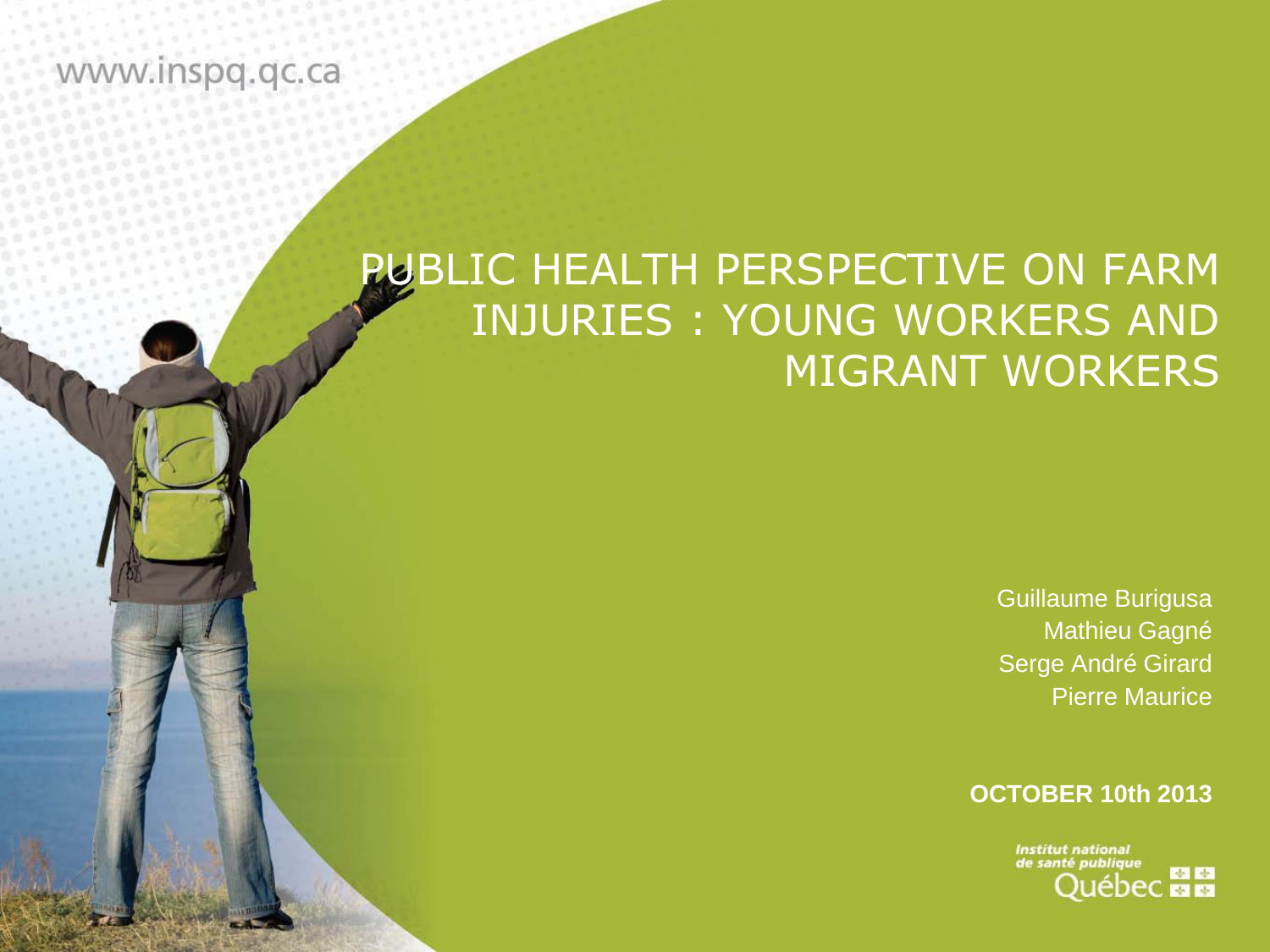www.inspq.qc.ca

# PUBLIC HEALTH PERSPECTIVE ON FARM INJURIES : YOUNG WORKERS AND MIGRANT WORKERS

Guillaume Burigusa
Mathieu Gagné
Serge André Girard
Pierre Maurice

**OCTOBER 10th 2013**

Institut national de santé publique Québec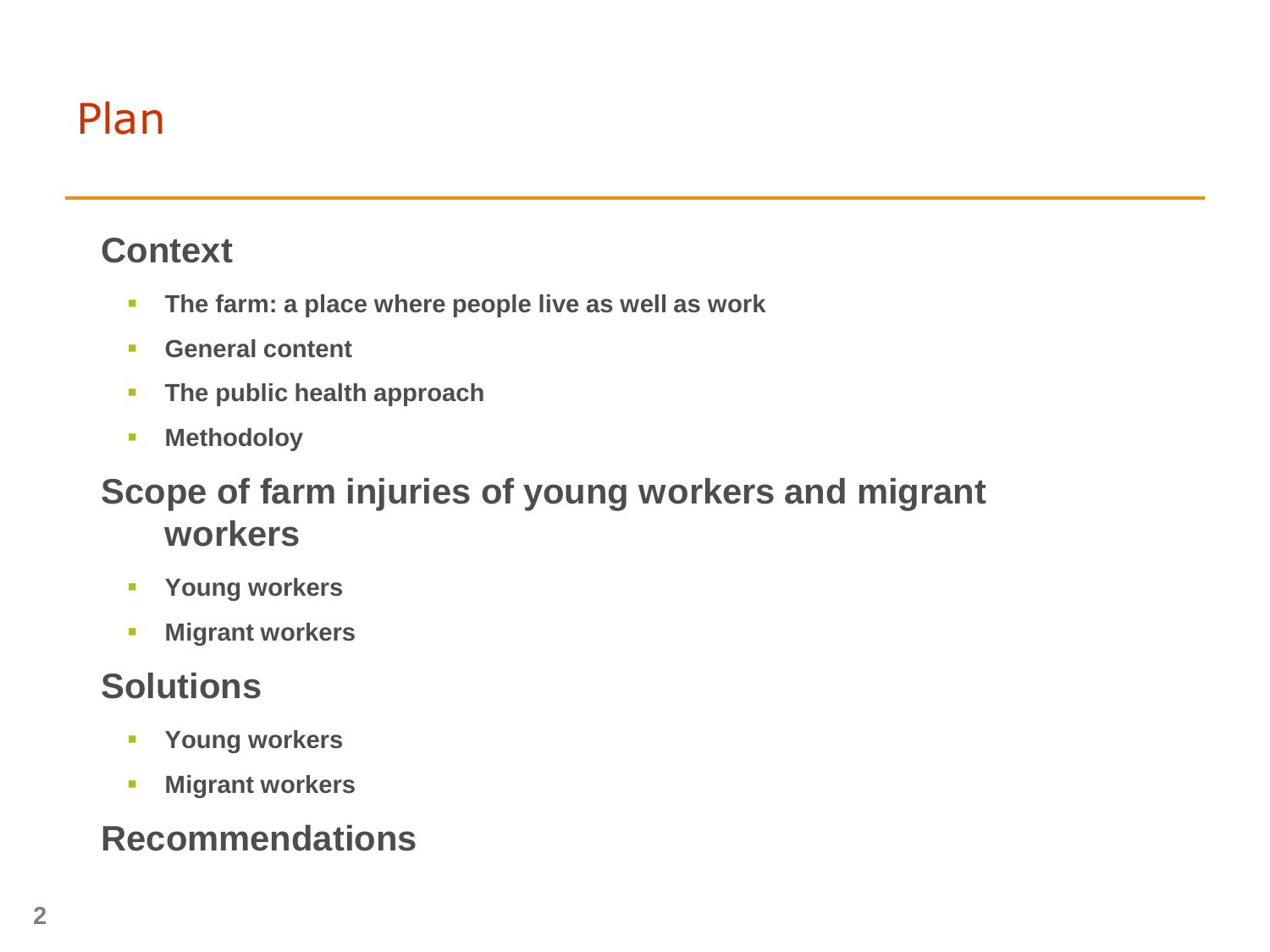# Plan

## Context

- The farm: a place where people live as well as work
- General content
- The public health approach
- Methodoloy

## Scope of farm injuries of young workers and migrant workers

- Young workers
- Migrant workers

## Solutions

- Young workers
- Migrant workers

## Recommendations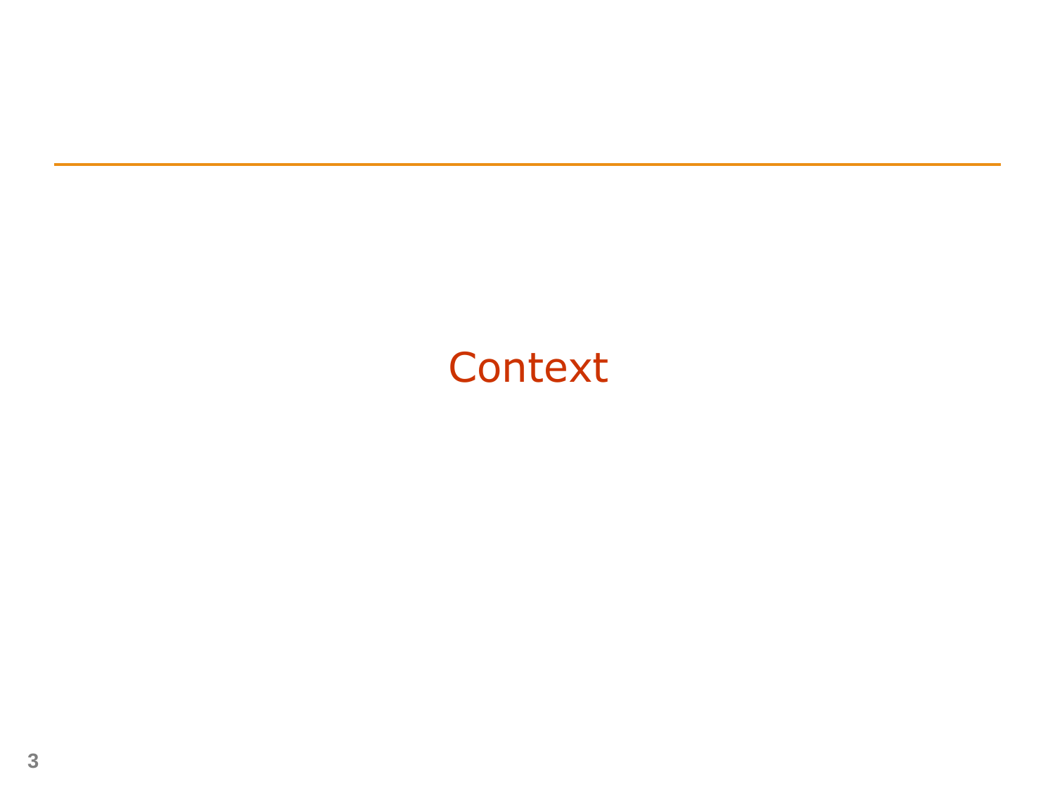# Context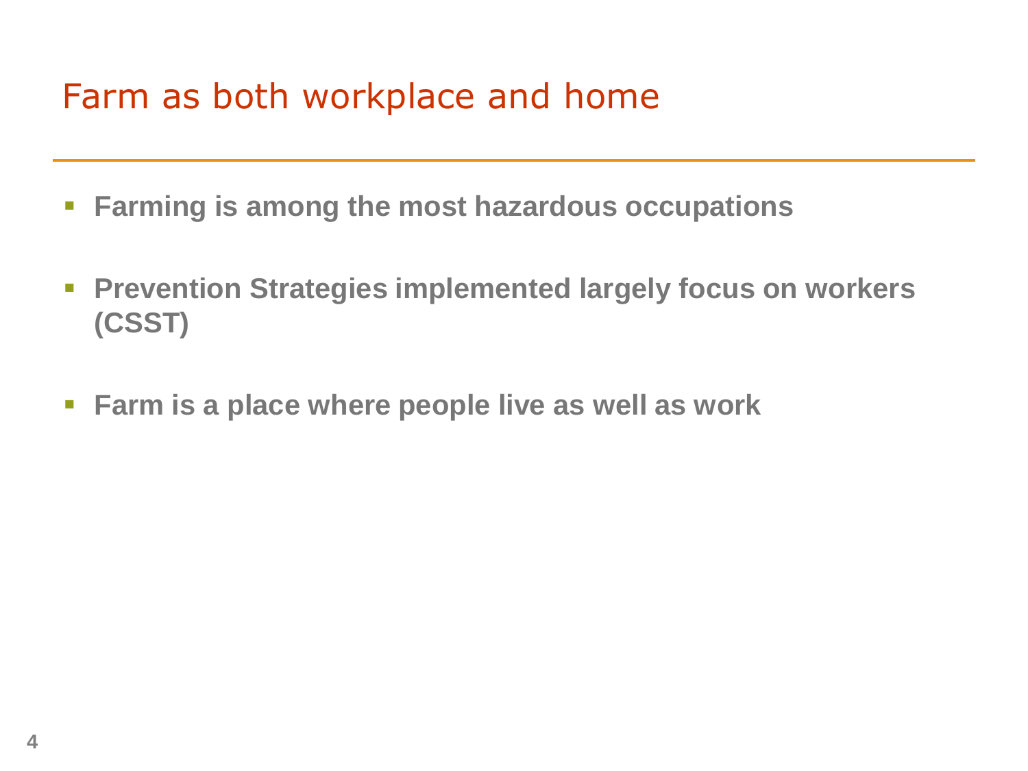# Farm as both workplace and home

- **Farming is among the most hazardous occupations**
- **Prevention Strategies implemented largely focus on workers (CSST)**
- **Farm is a place where people live as well as work**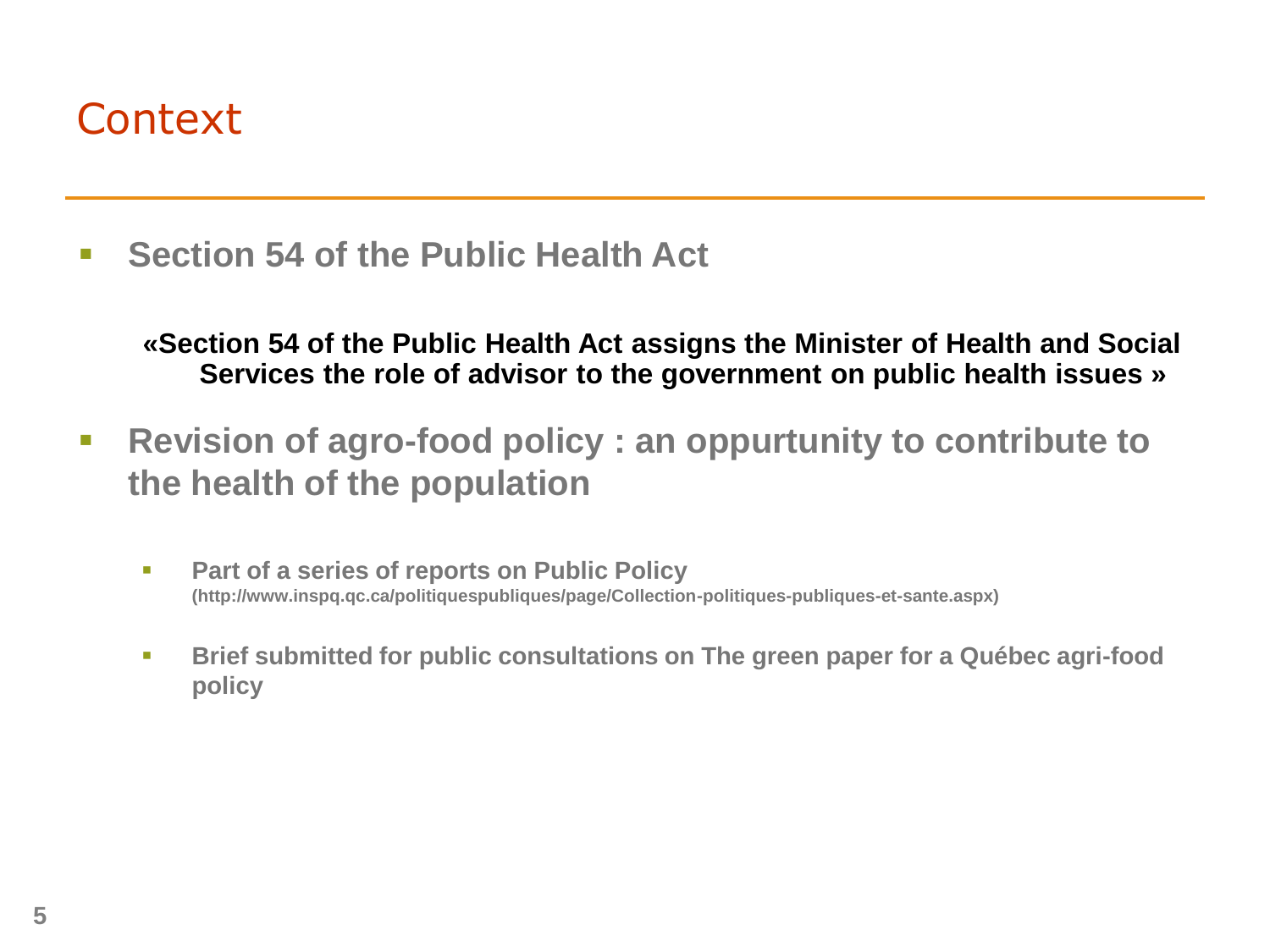# Context

- **Section 54 of the Public Health Act**

  **«Section 54 of the Public Health Act assigns the Minister of Health and Social Services the role of advisor to the government on public health issues »**

- **Revision of agro-food policy : an oppurtunity to contribute to the health of the population**
  - **Part of a series of reports on Public Policy (http://www.inspq.qc.ca/politiquespubliques/page/Collection-politiques-publiques-et-sante.aspx)**
  - **Brief submitted for public consultations on The green paper for a Québec agri-food policy**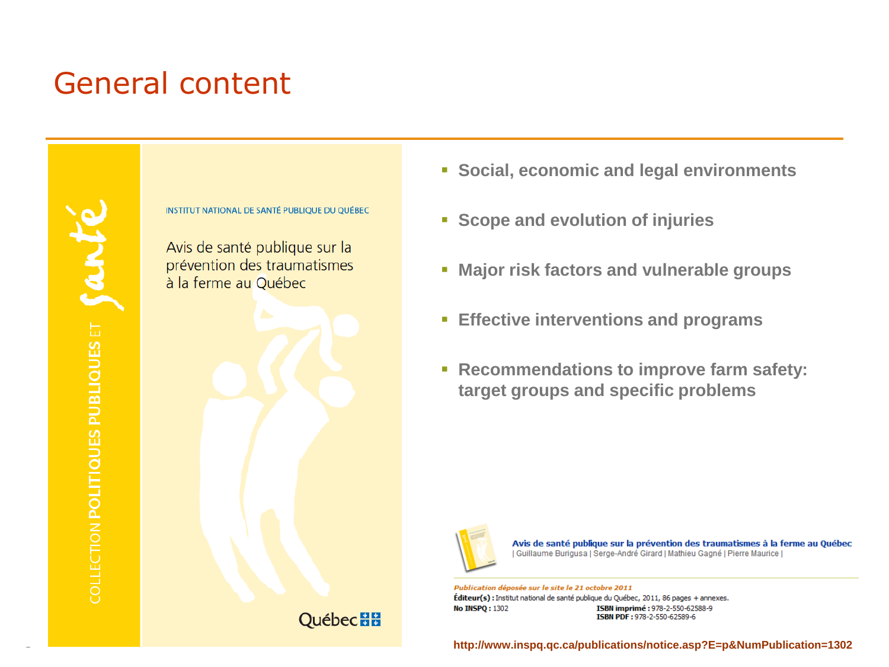# General content

COLLECTION POLITIQUES PUBLIQUES ET santé

INSTITUT NATIONAL DE SANTÉ PUBLIQUE DU QUÉBEC

Avis de santé publique sur la prévention des traumatismes à la ferme au Québec

Québec

- **Social, economic and legal environments**
- **Scope and evolution of injuries**
- **Major risk factors and vulnerable groups**
- **Effective interventions and programs**
- **Recommendations to improve farm safety: target groups and specific problems**

**Avis de santé publique sur la prévention des traumatismes à la ferme au Québec**
| Guillaume Burigusa | Serge-André Girard | Mathieu Gagné | Pierre Maurice |

*Publication déposée sur le site le 21 octobre 2011*

**Éditeur(s) :** Institut national de santé publique du Québec, 2011, 86 pages + annexes.

**No INSPQ :** 1302

**ISBN imprimé :** 978-2-550-62588-9

**ISBN PDF :** 978-2-550-62589-6

**http://www.inspq.qc.ca/publications/notice.asp?E=p&NumPublication=1302**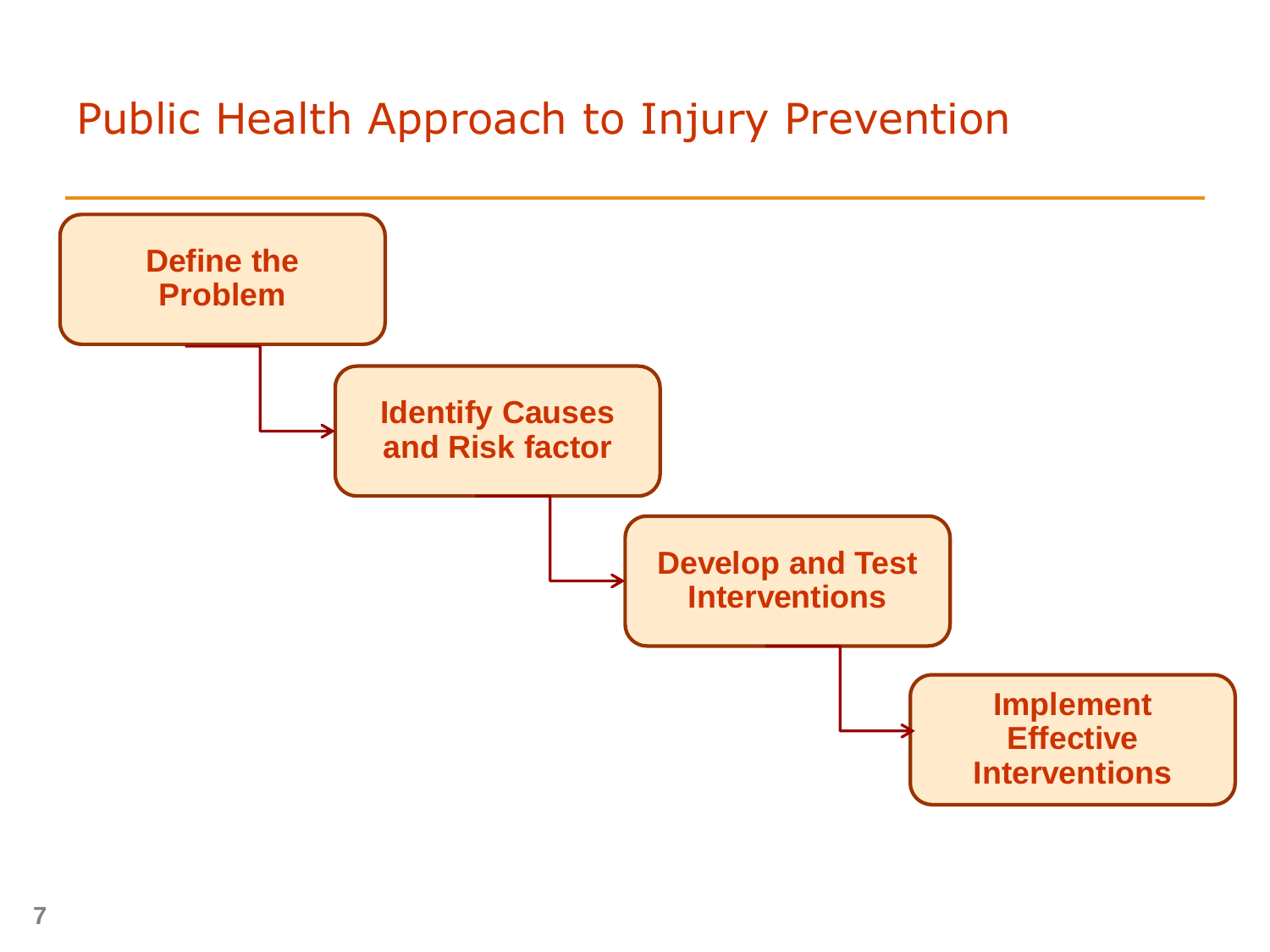# Public Health Approach to Injury Prevention

1. **Define the Problem**
2. **Identify Causes and Risk factor**
3. **Develop and Test Interventions**
4. **Implement Effective Interventions**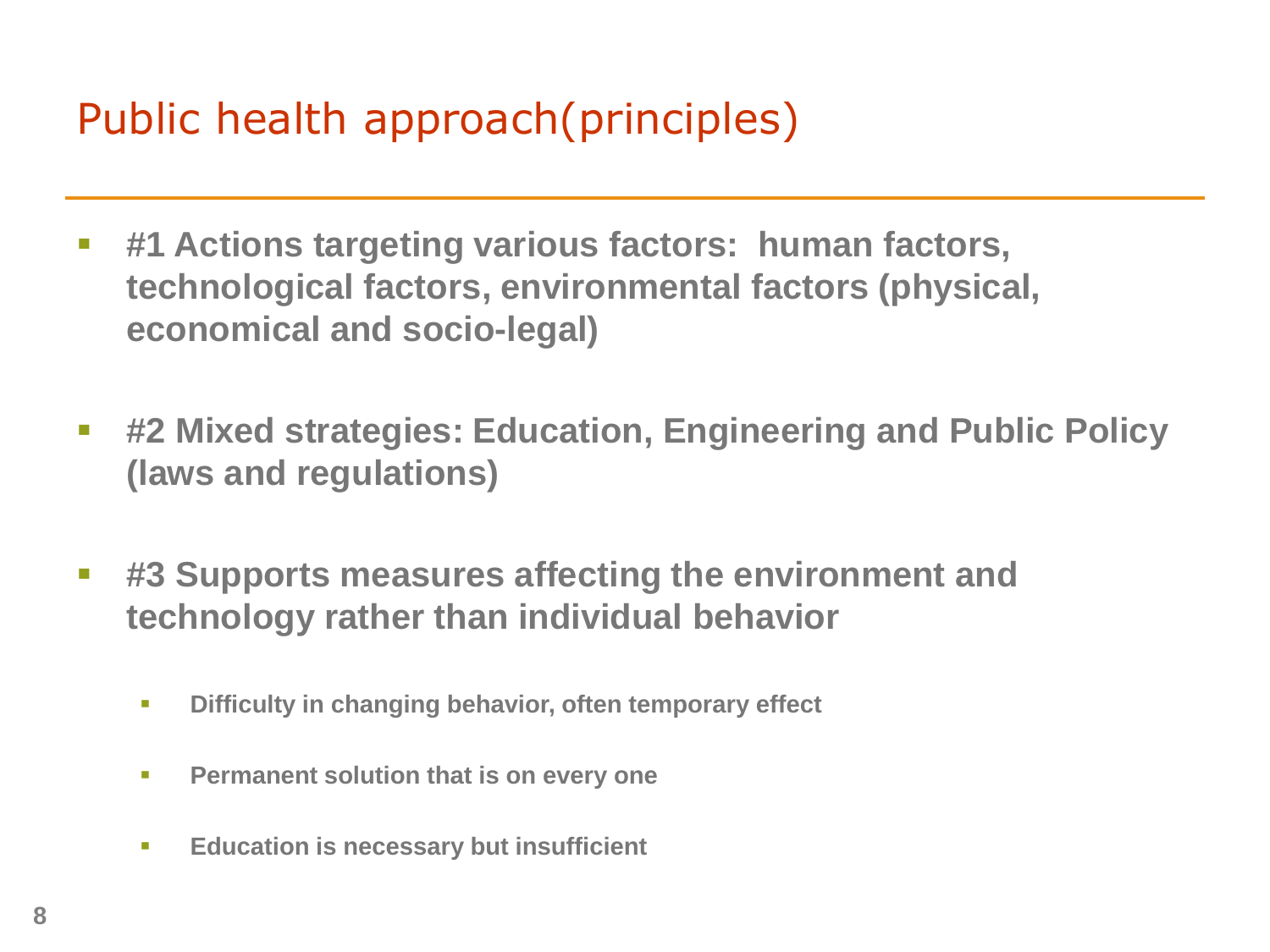# Public health approach(principles)

- **#1 Actions targeting various factors: human factors, technological factors, environmental factors (physical, economical and socio-legal)**

- **#2 Mixed strategies: Education, Engineering and Public Policy (laws and regulations)**

- **#3 Supports measures affecting the environment and technology rather than individual behavior**

  - **Difficulty in changing behavior, often temporary effect**

  - **Permanent solution that is on every one**

  - **Education is necessary but insufficient**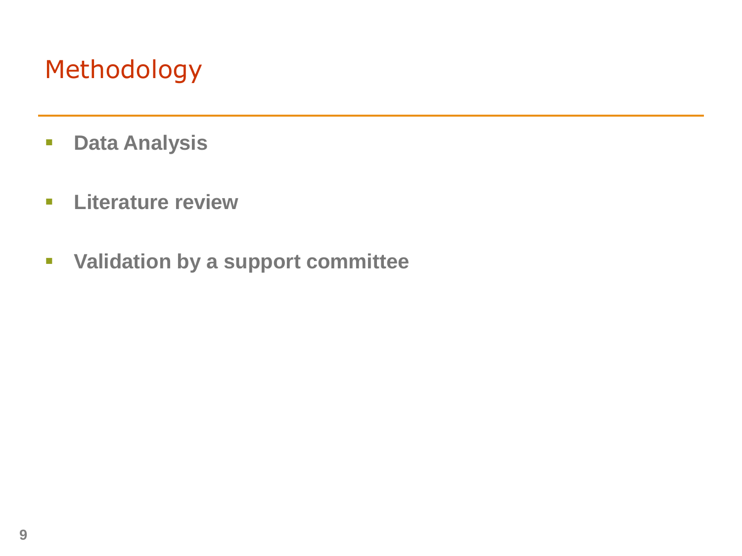# Methodology

- **Data Analysis**
- **Literature review**
- **Validation by a support committee**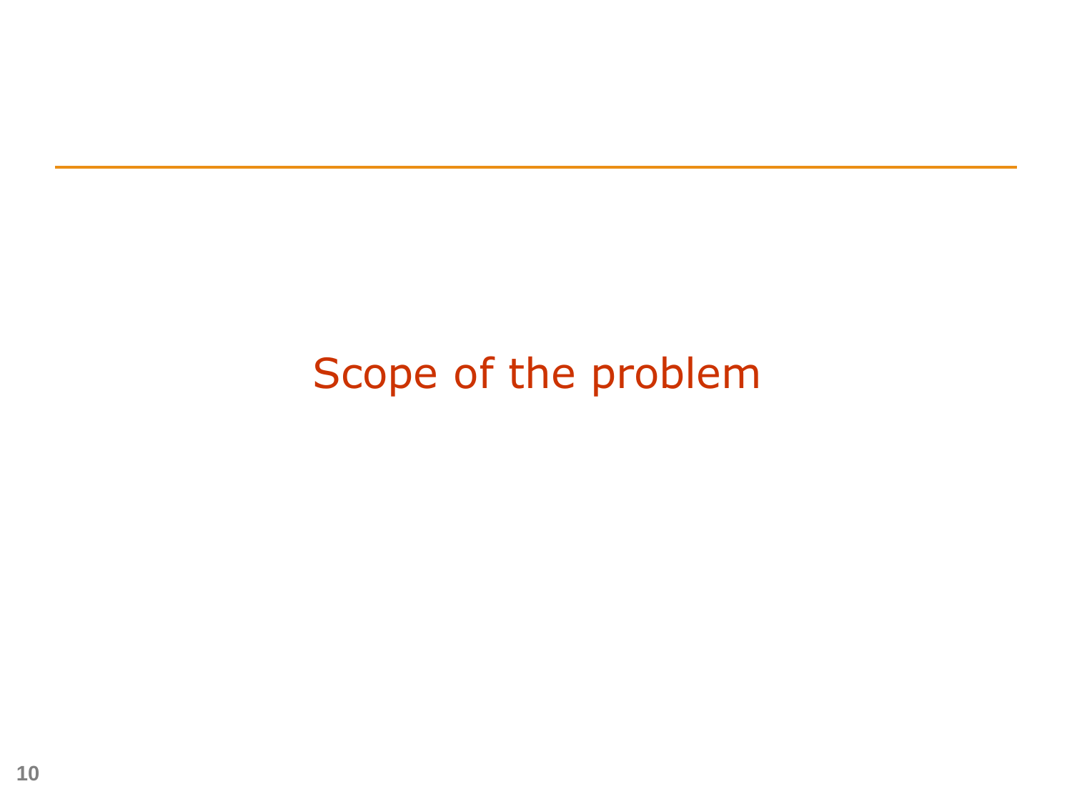# Scope of the problem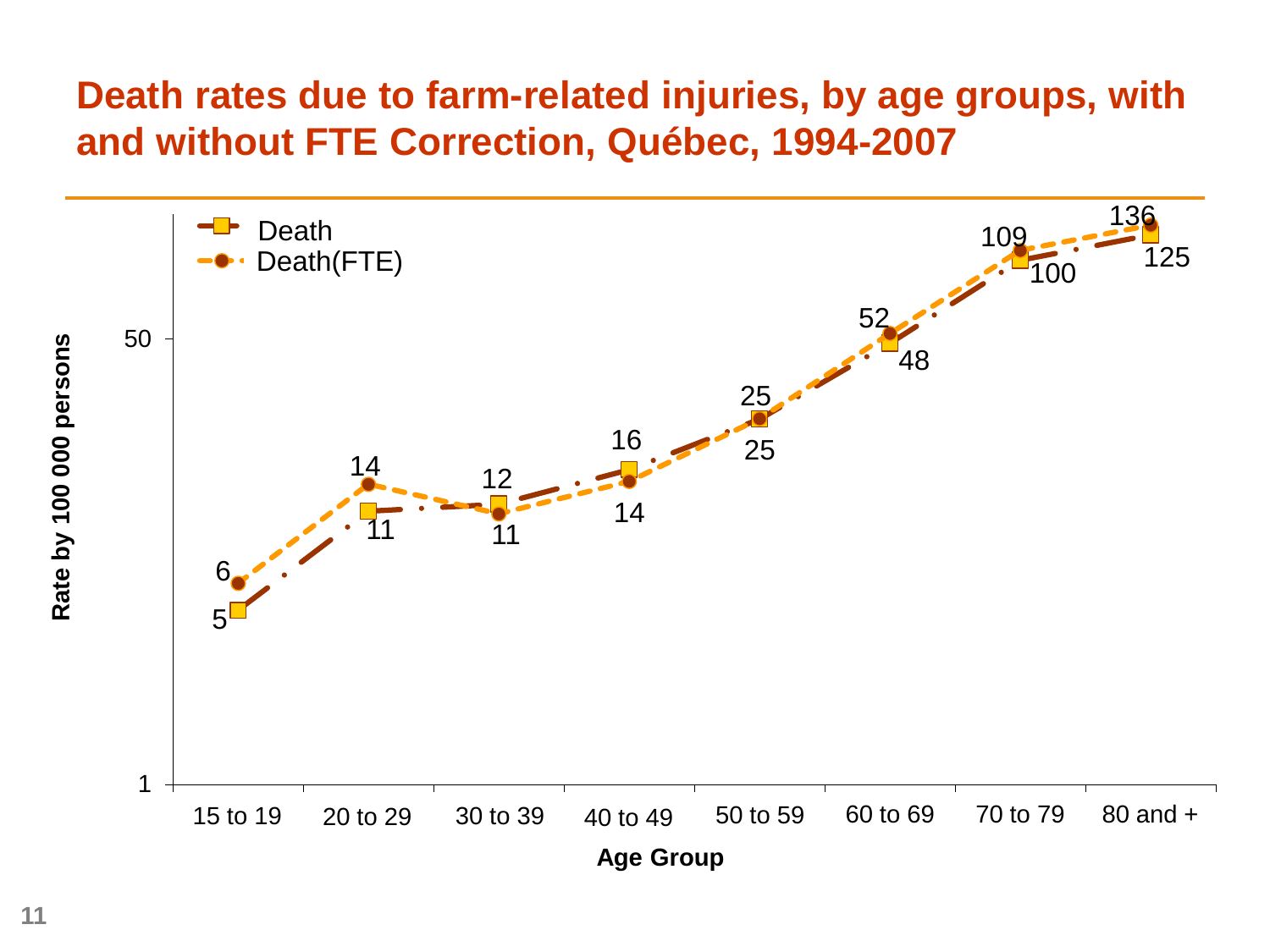# Death rates due to farm-related injuries, by age groups, with and without FTE Correction, Québec, 1994-2007

Rate by 100 000 persons (logarithmic scale, axis marks: 1, 50)

| Age Group | Death | Death(FTE) |
|---|---|---|
| 15 to 19 | 5 | 6 |
| 20 to 29 | 11 | 14 |
| 30 to 39 | 12 | 11 |
| 40 to 49 | 16 | 14 |
| 50 to 59 | 25 | 25 |
| 60 to 69 | 48 | 52 |
| 70 to 79 | 100 | 109 |
| 80 and + | 125 | 136 |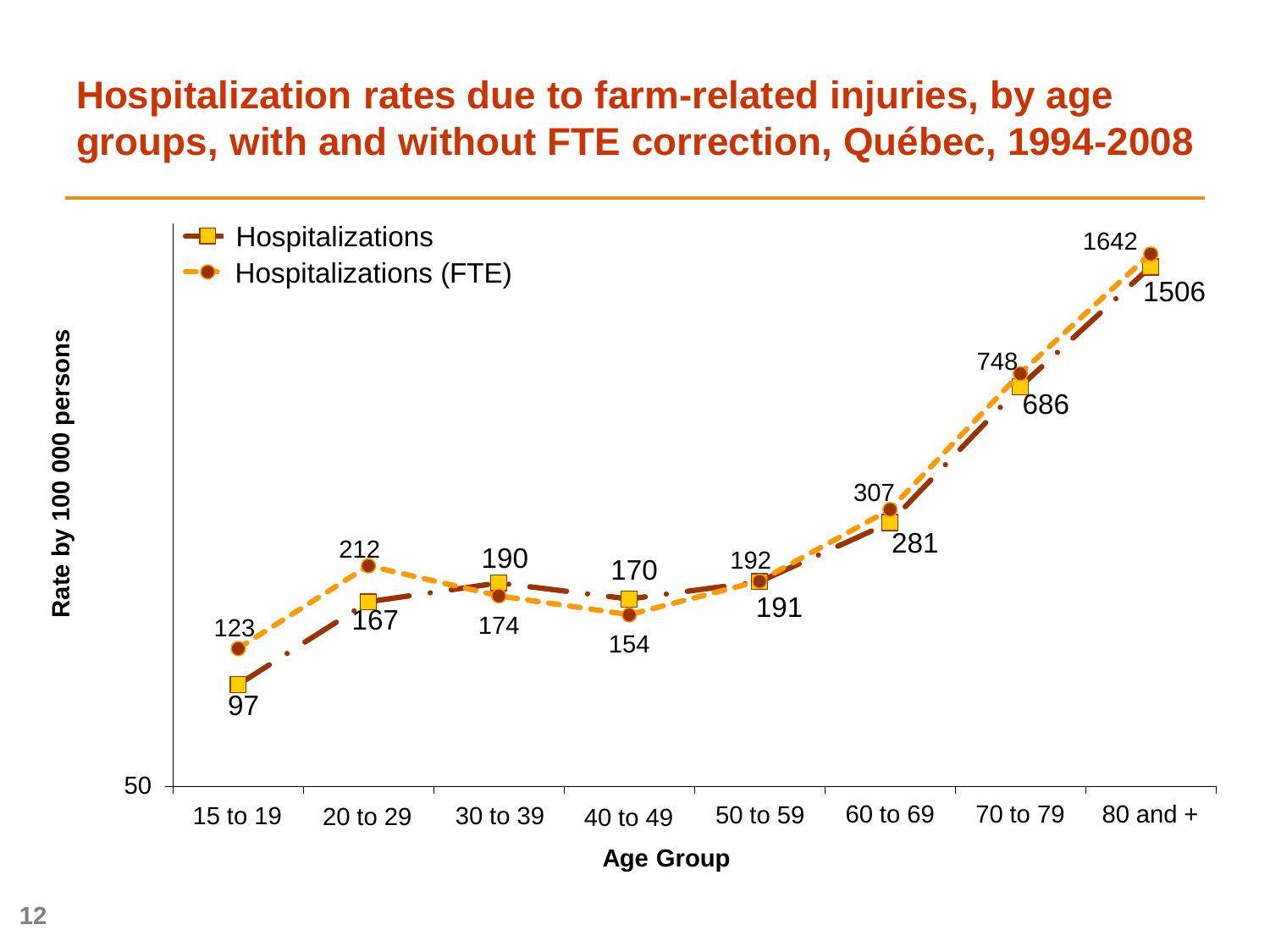# Hospitalization rates due to farm-related injuries, by age groups, with and without FTE correction, Québec, 1994-2008

| Age Group | Hospitalizations | Hospitalizations (FTE) |
|---|---|---|
| 15 to 19 | 97 | 123 |
| 20 to 29 | 167 | 212 |
| 30 to 39 | 190 | 174 |
| 40 to 49 | 170 | 154 |
| 50 to 59 | 191 | 192 |
| 60 to 69 | 281 | 307 |
| 70 to 79 | 686 | 748 |
| 80 and + | 1506 | 1642 |

Rate by 100 000 persons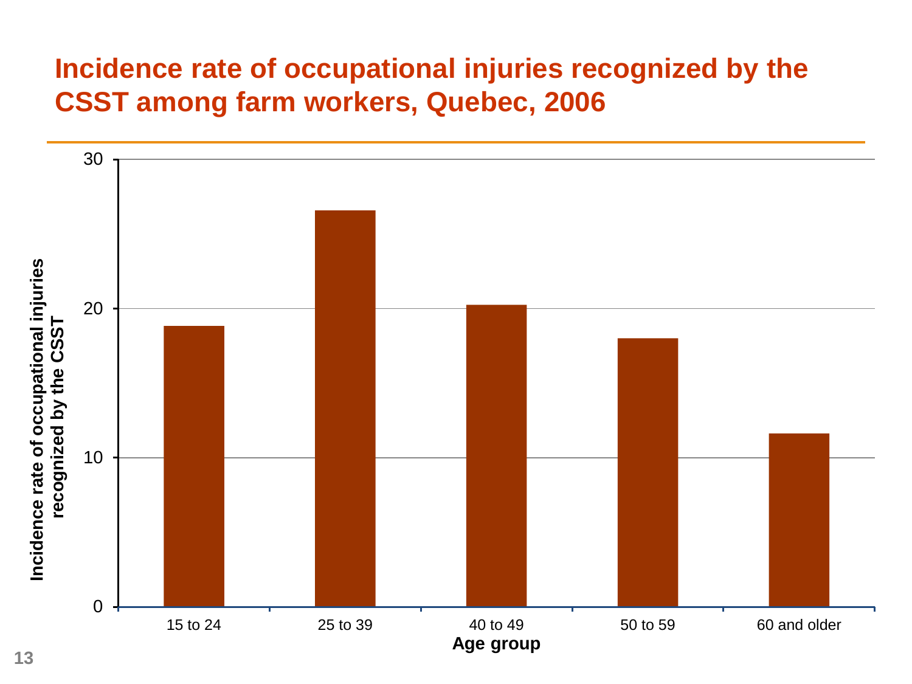# Incidence rate of occupational injuries recognized by the CSST among farm workers, Quebec, 2006

Incidence rate of occupational injuries recognized by the CSST

30

20

10

0

15 to 24 | 25 to 39 | 40 to 49 | 50 to 59 | 60 and older

Age group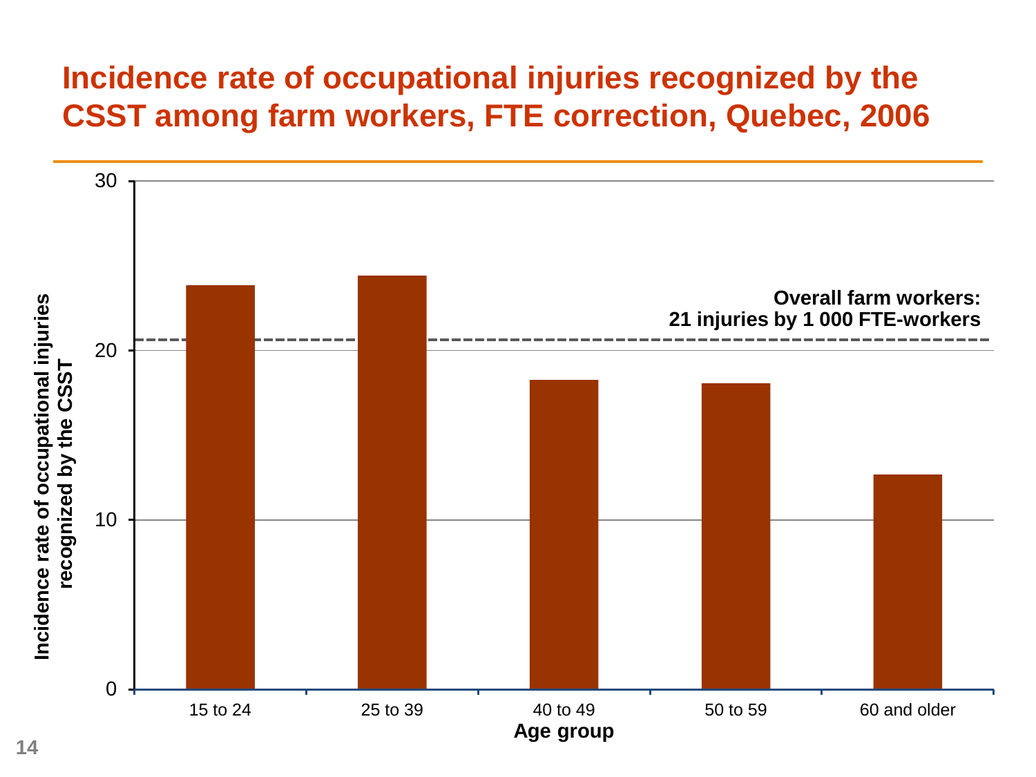# Incidence rate of occupational injuries recognized by the CSST among farm workers, FTE correction, Quebec, 2006

Overall farm workers: 21 injuries by 1 000 FTE-workers

Incidence rate of occupational injuries recognized by the CSST

Age group: 15 to 24, 25 to 39, 40 to 49, 50 to 59, 60 and older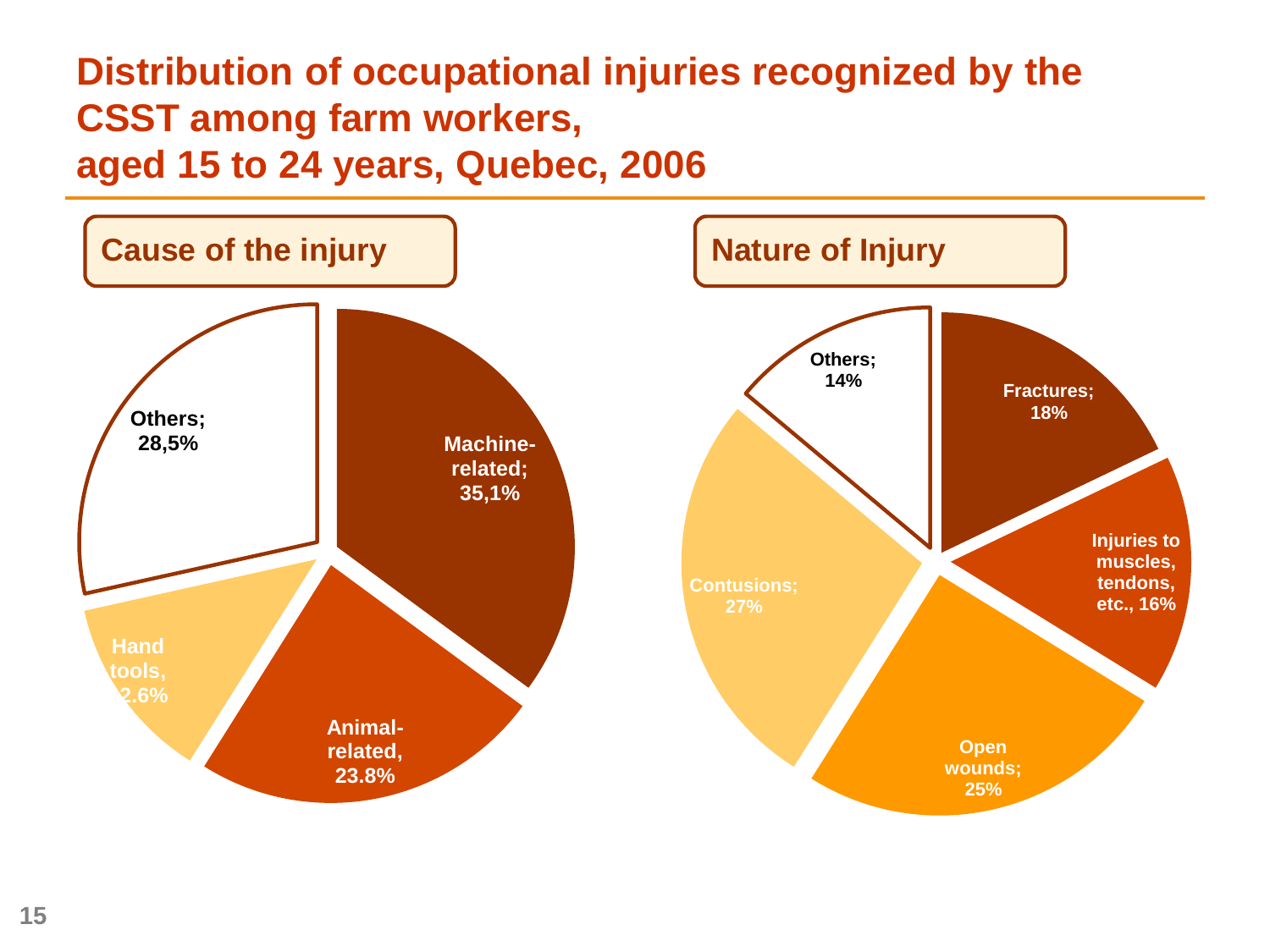# Distribution of occupational injuries recognized by the CSST among farm workers, aged 15 to 24 years, Quebec, 2006

## Cause of the injury

- Machine-related; 35,1%
- Animal-related, 23.8%
- Hand tools, 12.6%
- Others; 28,5%

## Nature of Injury

- Fractures; 18%
- Injuries to muscles, tendons, etc., 16%
- Open wounds; 25%
- Contusions; 27%
- Others; 14%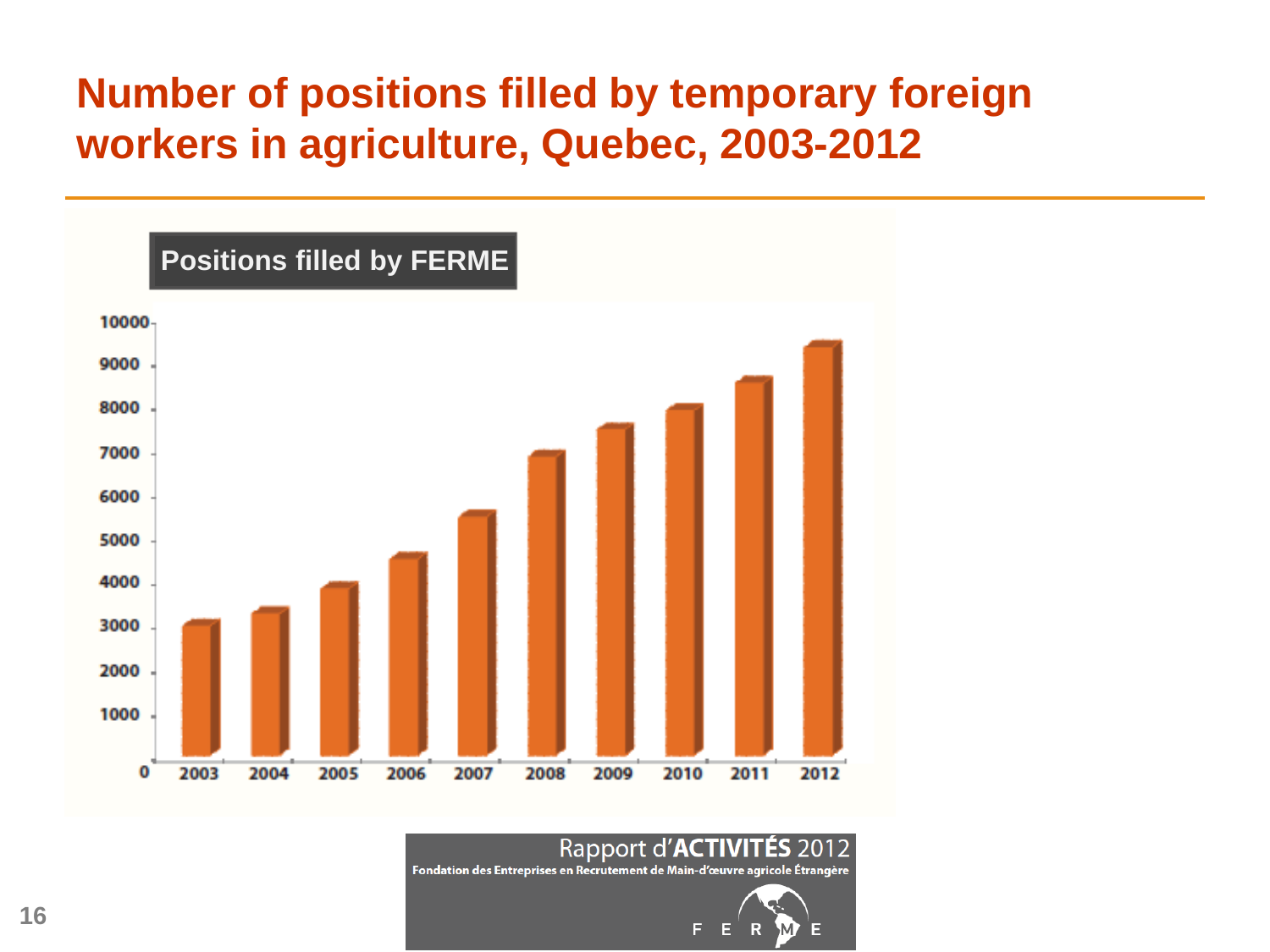# Number of positions filled by temporary foreign workers in agriculture, Quebec, 2003-2012

**Positions filled by FERME**

Rapport d'ACTIVITÉS 2012

Fondation des Entreprises en Recrutement de Main-d'œuvre agricole Étrangère

FERME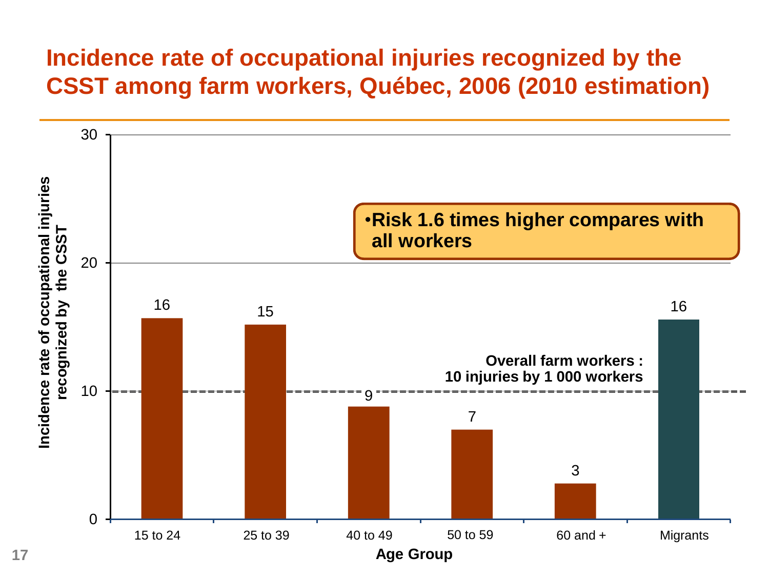# Incidence rate of occupational injuries recognized by the CSST among farm workers, Québec, 2006 (2010 estimation)

- **Risk 1.6 times higher compares with all workers**

| Age Group | Incidence rate of occupational injuries recognized by the CSST |
| --- | --- |
| 15 to 24 | 16 |
| 25 to 39 | 15 |
| 40 to 49 | 9 |
| 50 to 59 | 7 |
| 60 and + | 3 |
| Migrants | 16 |

**Overall farm workers : 10 injuries by 1 000 workers**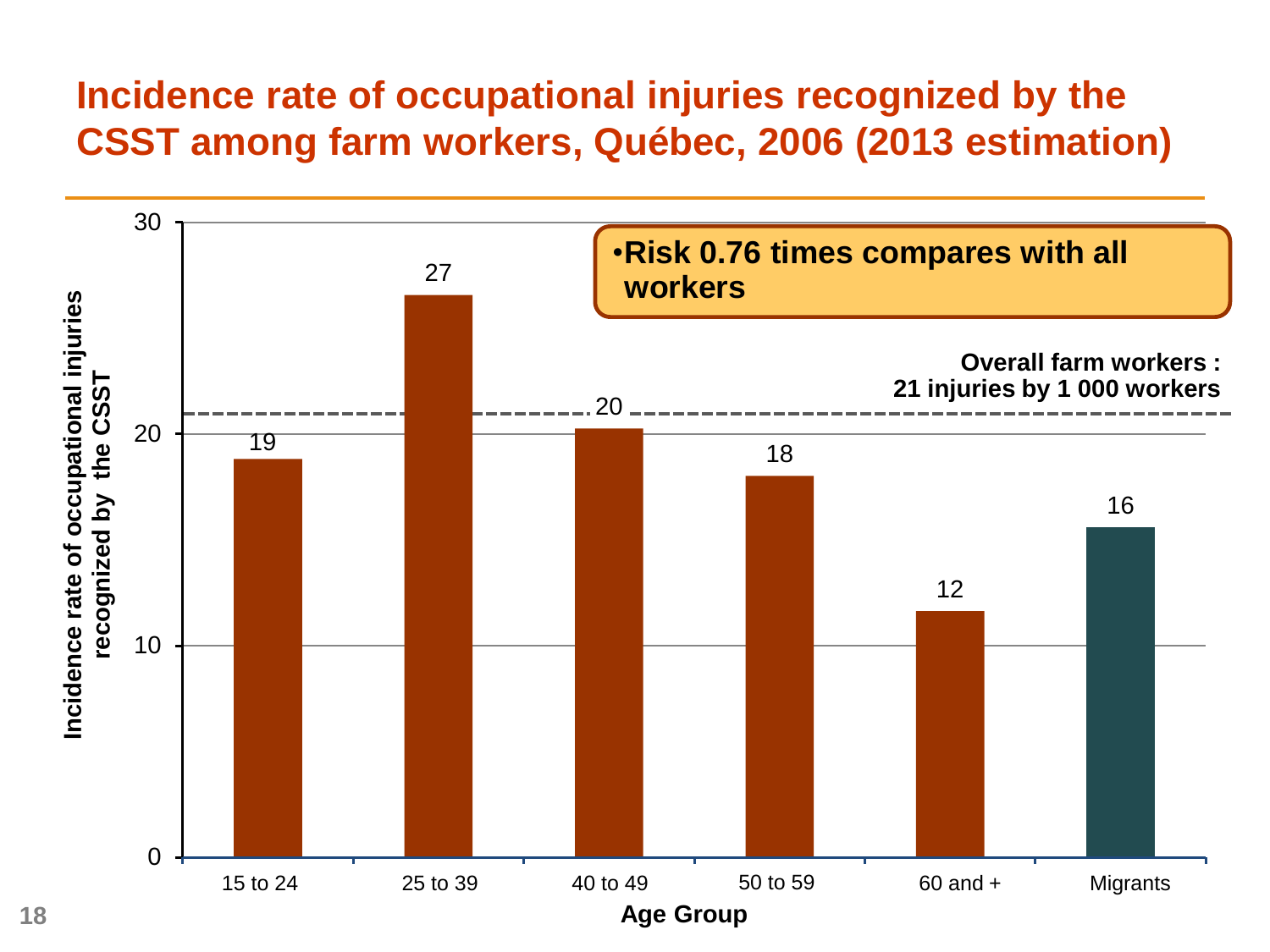# Incidence rate of occupational injuries recognized by the CSST among farm workers, Québec, 2006 (2013 estimation)

- **Risk 0.76 times compares with all workers**

**Overall farm workers : 21 injuries by 1 000 workers**

| Age Group | Incidence rate of occupational injuries recognized by the CSST |
| --- | --- |
| 15 to 24 | 19 |
| 25 to 39 | 27 |
| 40 to 49 | 20 |
| 50 to 59 | 18 |
| 60 and + | 12 |
| Migrants | 16 |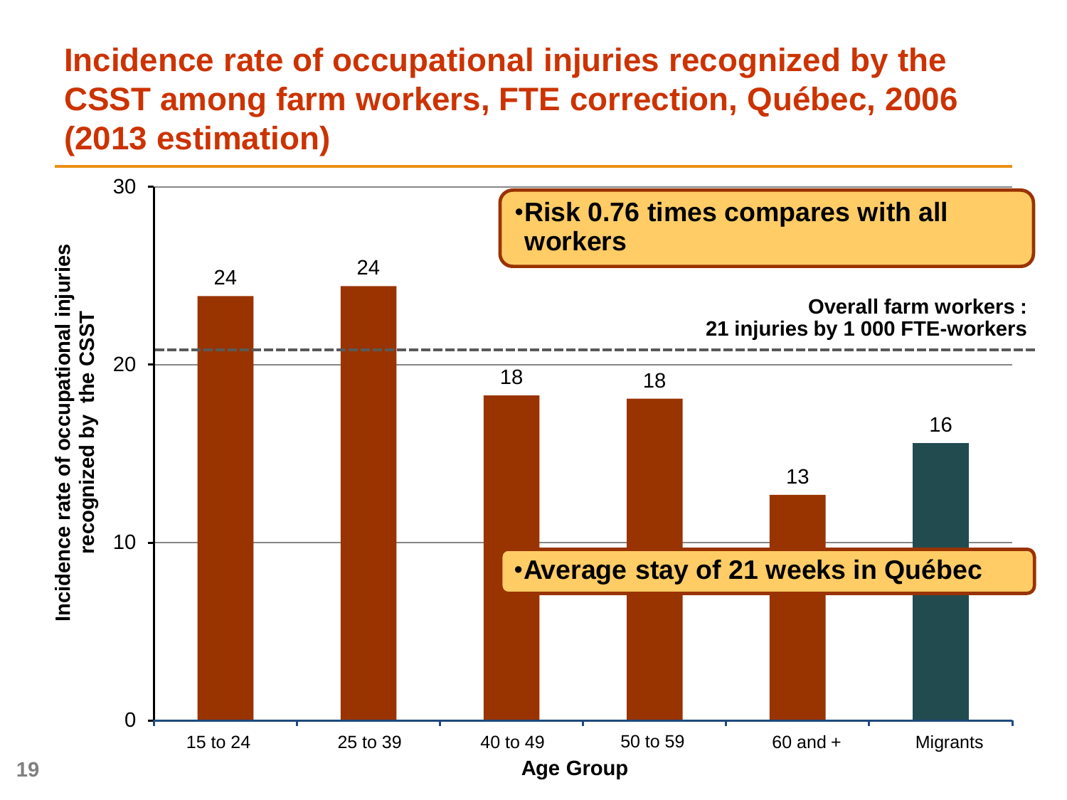# Incidence rate of occupational injuries recognized by the CSST among farm workers, FTE correction, Québec, 2006 (2013 estimation)

| Age Group | Incidence rate of occupational injuries recognized by the CSST |
|---|---|
| 15 to 24 | 24 |
| 25 to 39 | 24 |
| 40 to 49 | 18 |
| 50 to 59 | 18 |
| 60 and + | 13 |
| Migrants | 16 |

Overall farm workers : 21 injuries by 1 000 FTE-workers

- Risk 0.76 times compares with all workers
- Average stay of 21 weeks in Québec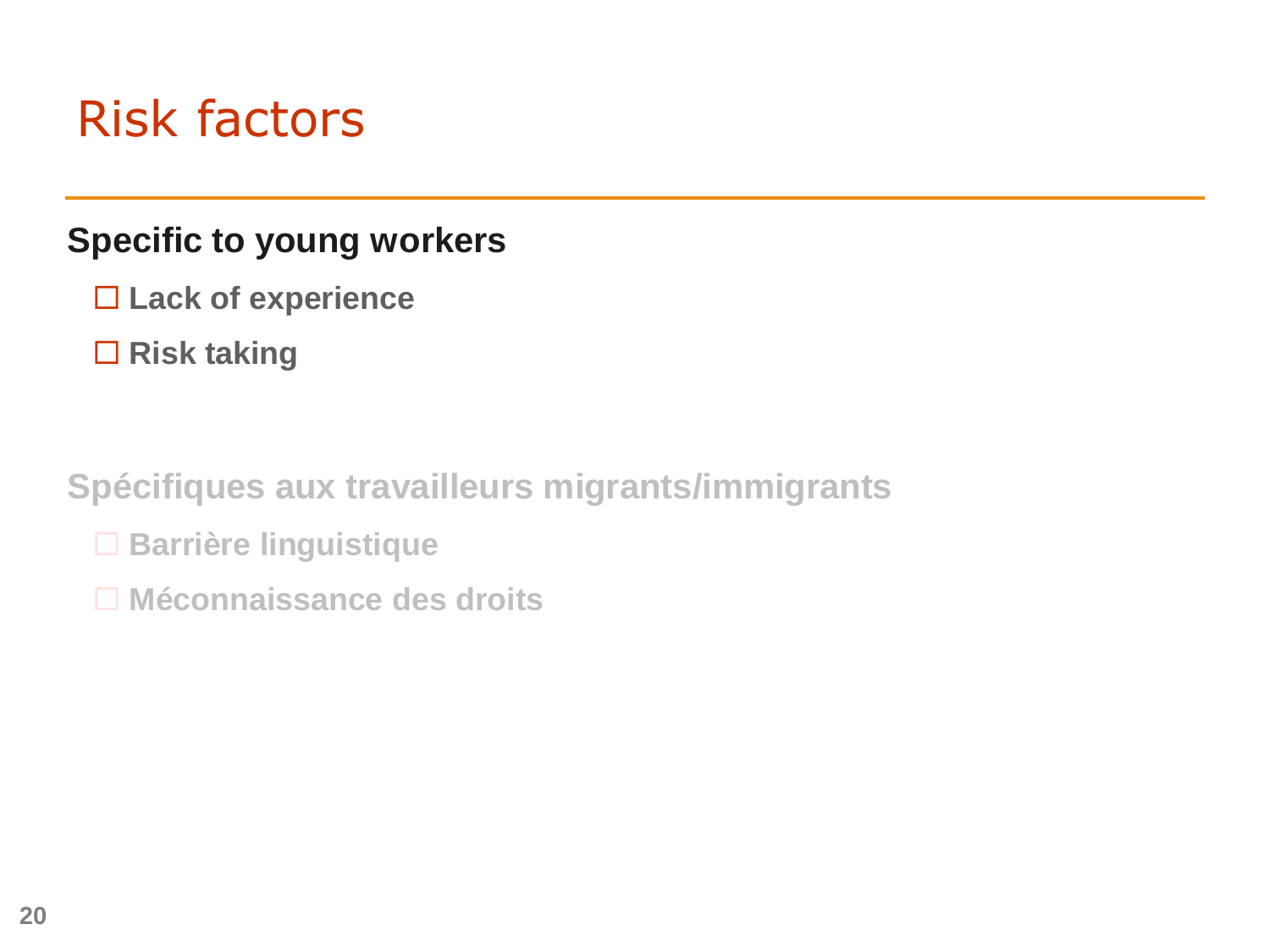# Risk factors

**Specific to young workers**

- ☐ **Lack of experience**
- ☐ **Risk taking**

**Spécifiques aux travailleurs migrants/immigrants**

- ☐ **Barrière linguistique**
- ☐ **Méconnaissance des droits**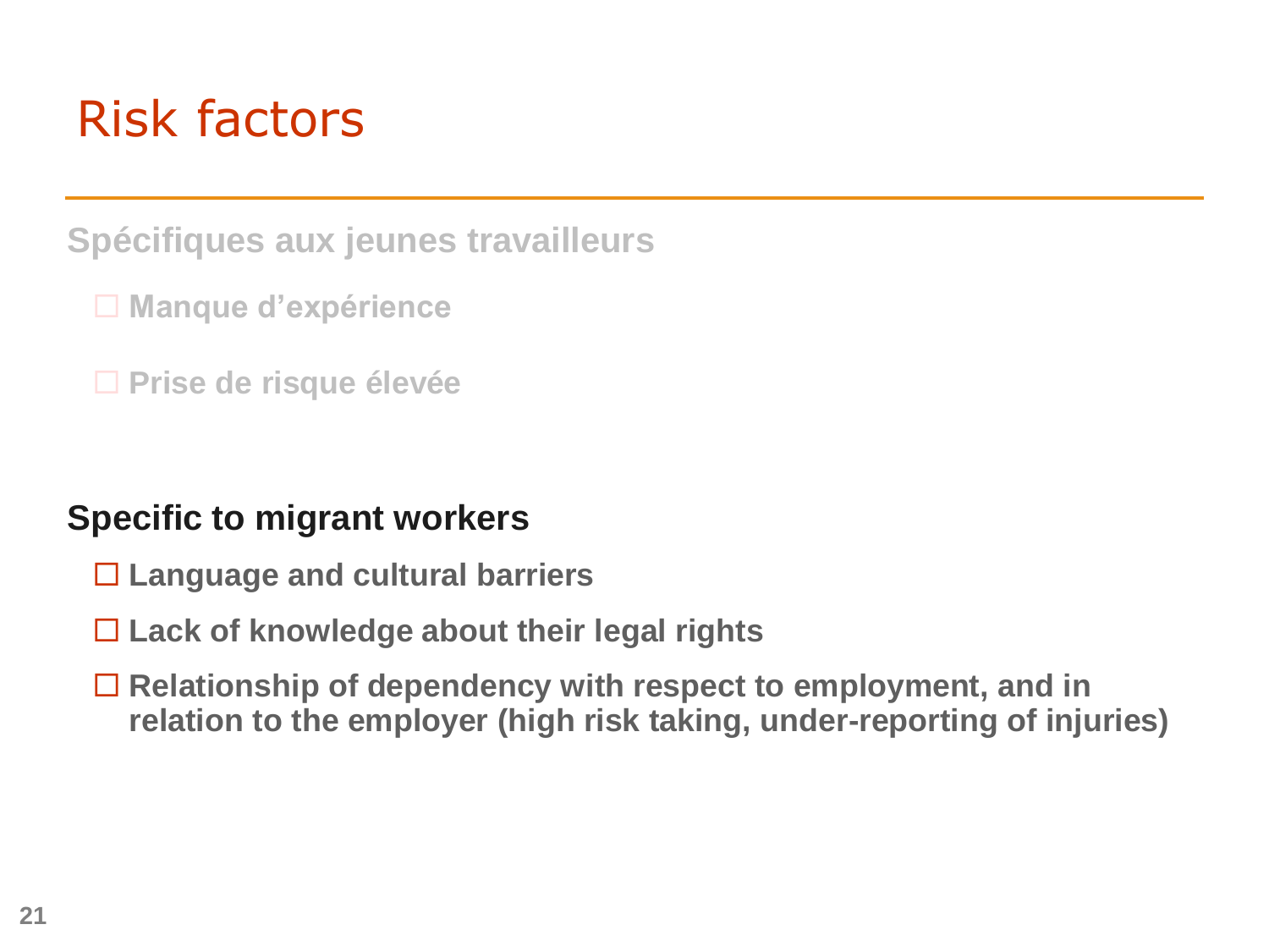# Risk factors

**Spécifiques aux jeunes travailleurs**

- ☐ **Manque d'expérience**
- ☐ **Prise de risque élevée**

**Specific to migrant workers**

- ☐ **Language and cultural barriers**
- ☐ **Lack of knowledge about their legal rights**
- ☐ **Relationship of dependency with respect to employment, and in relation to the employer (high risk taking, under-reporting of injuries)**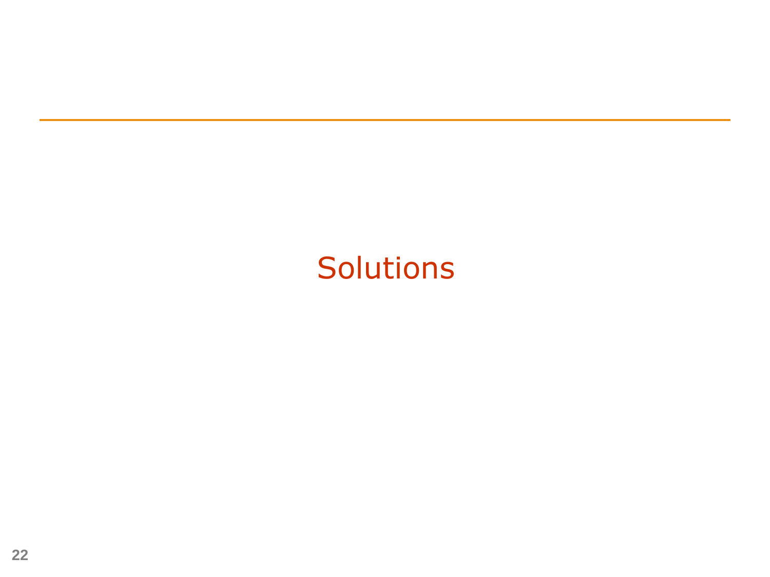# Solutions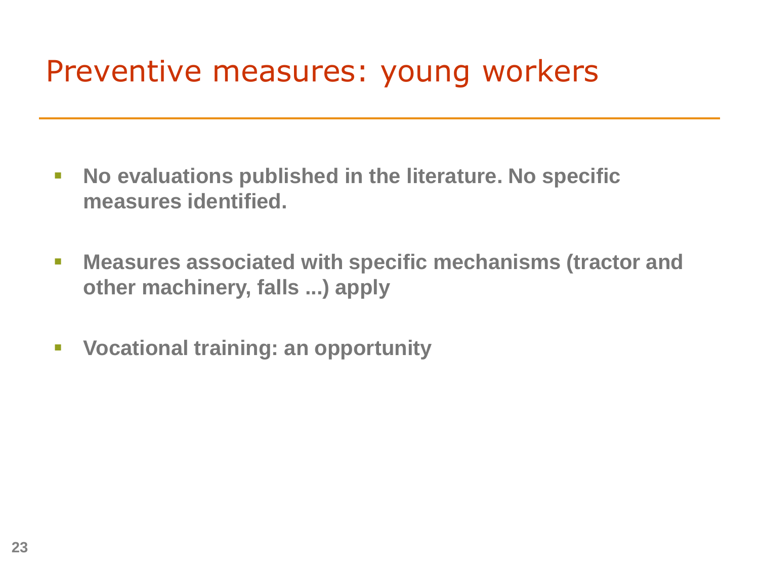# Preventive measures: young workers

- **No evaluations published in the literature. No specific measures identified.**
- **Measures associated with specific mechanisms (tractor and other machinery, falls ...) apply**
- **Vocational training: an opportunity**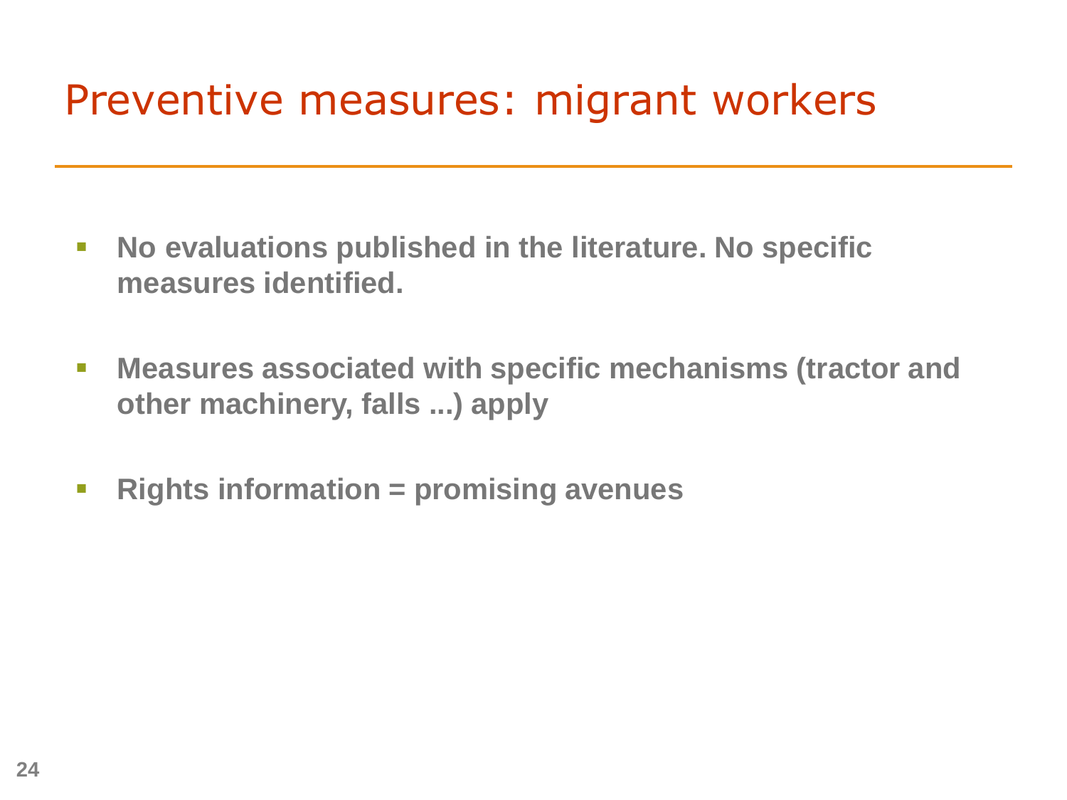# Preventive measures: migrant workers

- **No evaluations published in the literature. No specific measures identified.**
- **Measures associated with specific mechanisms (tractor and other machinery, falls ...) apply**
- **Rights information = promising avenues**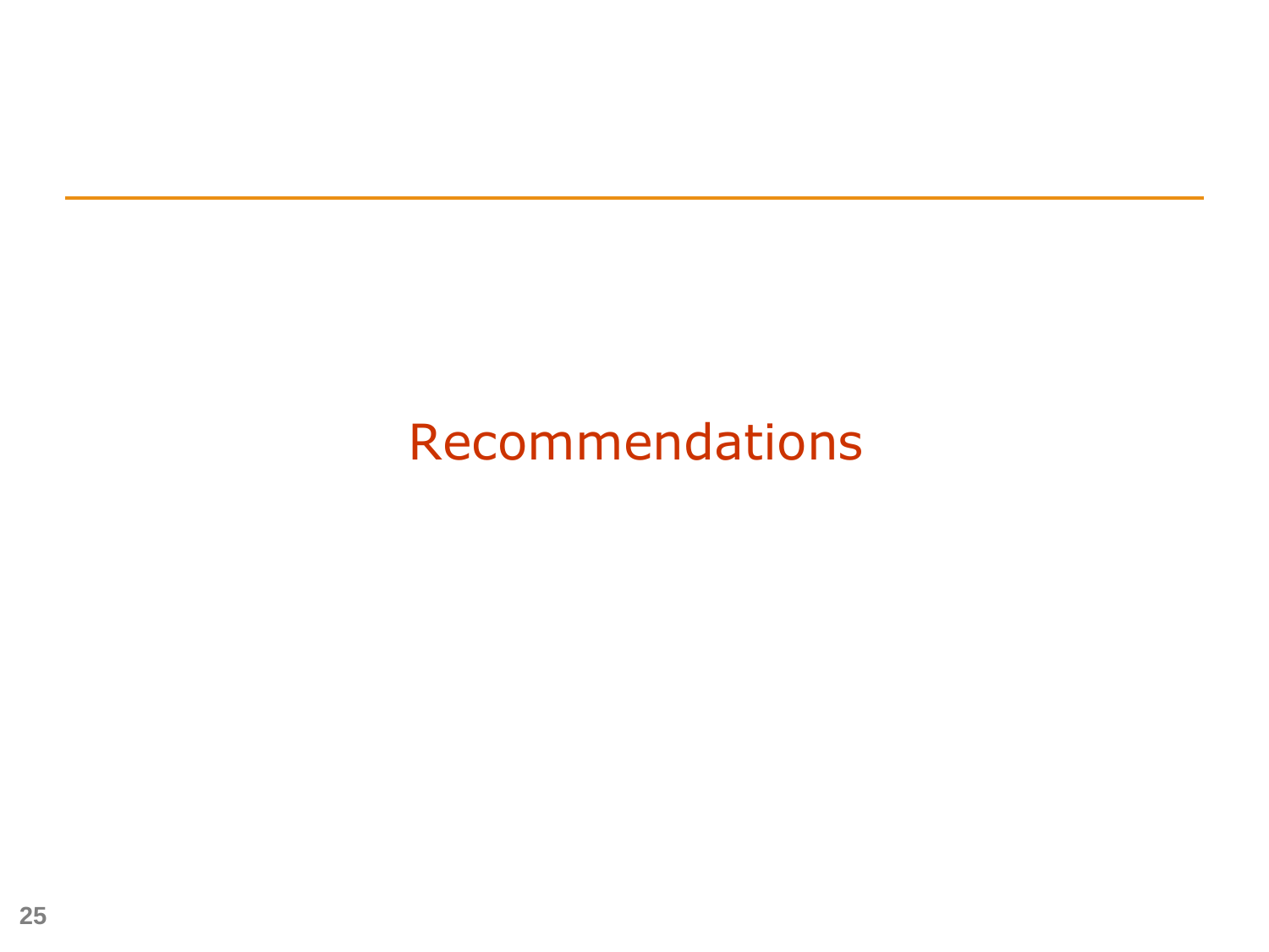# Recommendations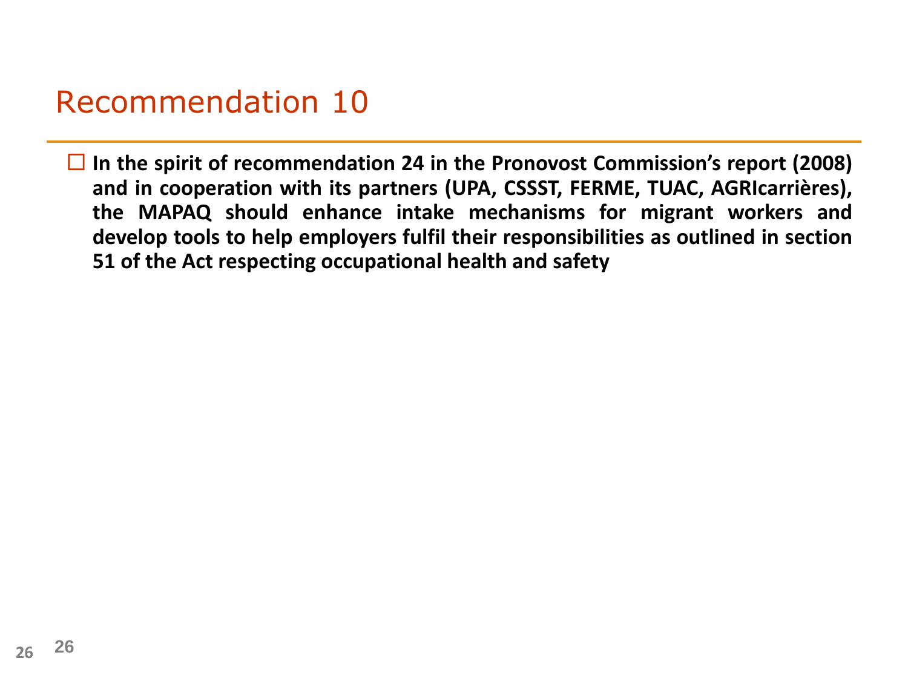# Recommendation 10

- **In the spirit of recommendation 24 in the Pronovost Commission's report (2008) and in cooperation with its partners (UPA, CSSST, FERME, TUAC, AGRIcarrières), the MAPAQ should enhance intake mechanisms for migrant workers and develop tools to help employers fulfil their responsibilities as outlined in section 51 of the Act respecting occupational health and safety**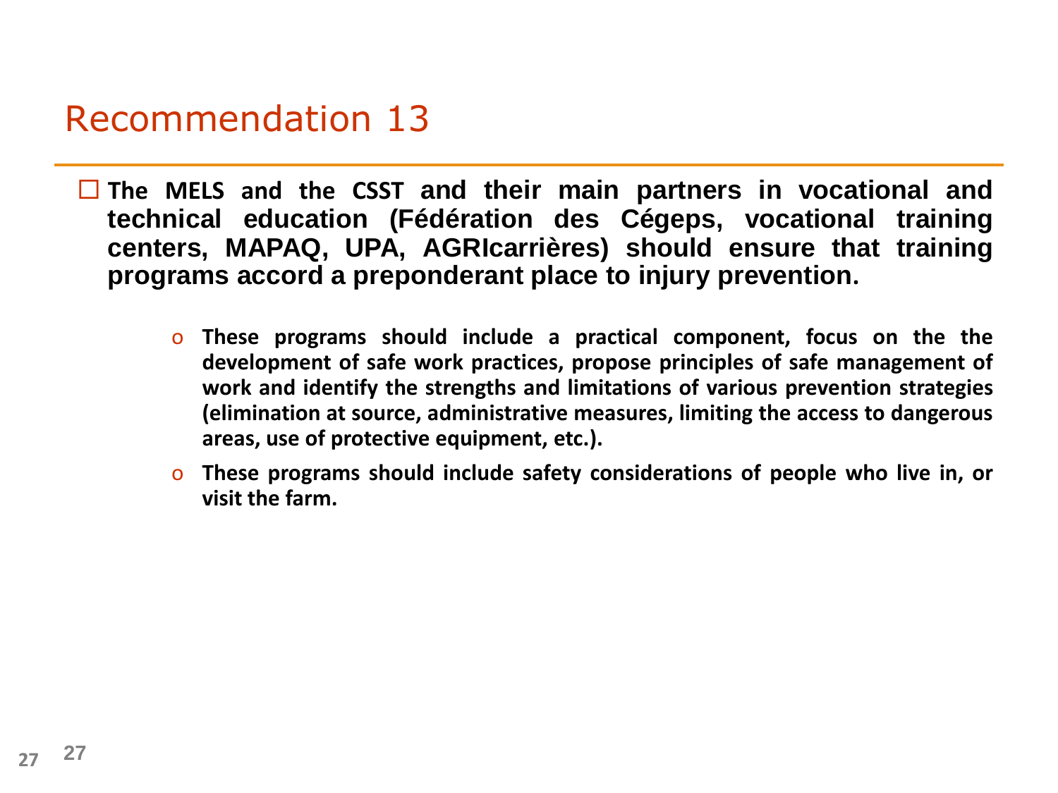# Recommendation 13

- **The MELS and the CSST and their main partners in vocational and technical education (Fédération des Cégeps, vocational training centers, MAPAQ, UPA, AGRIcarrières) should ensure that training programs accord a preponderant place to injury prevention.**
  - **These programs should include a practical component, focus on the the development of safe work practices, propose principles of safe management of work and identify the strengths and limitations of various prevention strategies (elimination at source, administrative measures, limiting the access to dangerous areas, use of protective equipment, etc.).**
  - **These programs should include safety considerations of people who live in, or visit the farm.**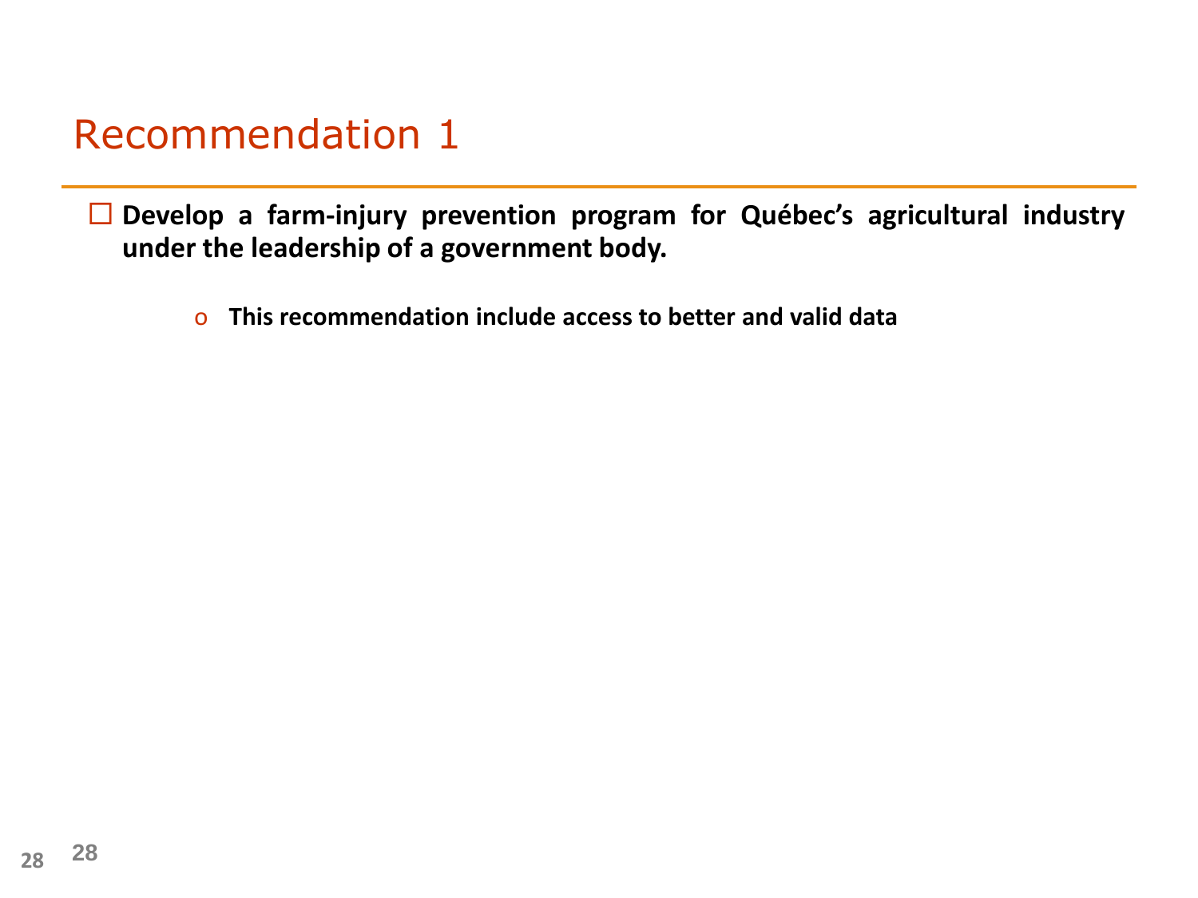# Recommendation 1

- **Develop a farm-injury prevention program for Québec's agricultural industry under the leadership of a government body.**
  - **This recommendation include access to better and valid data**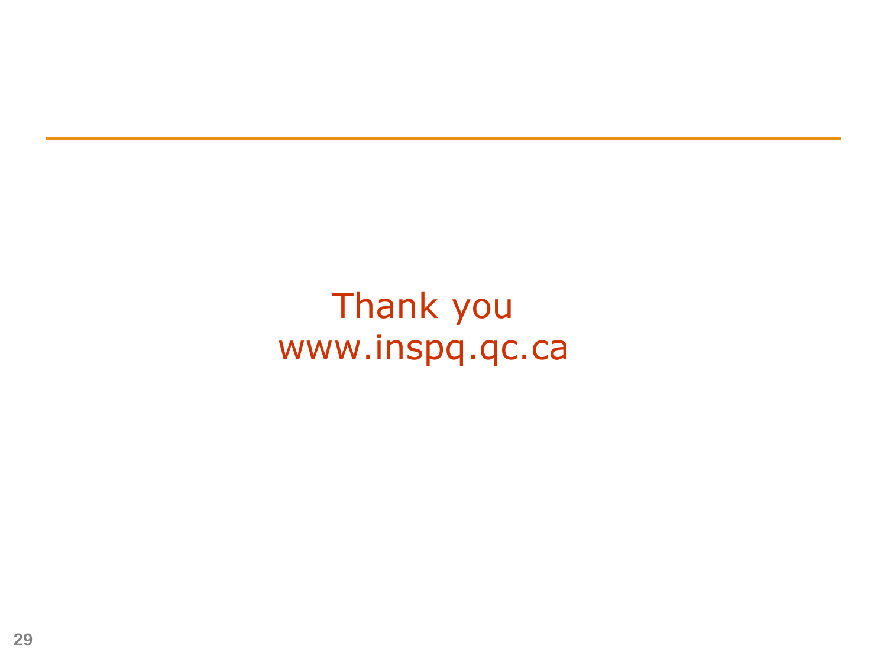Thank you

www.inspq.qc.ca